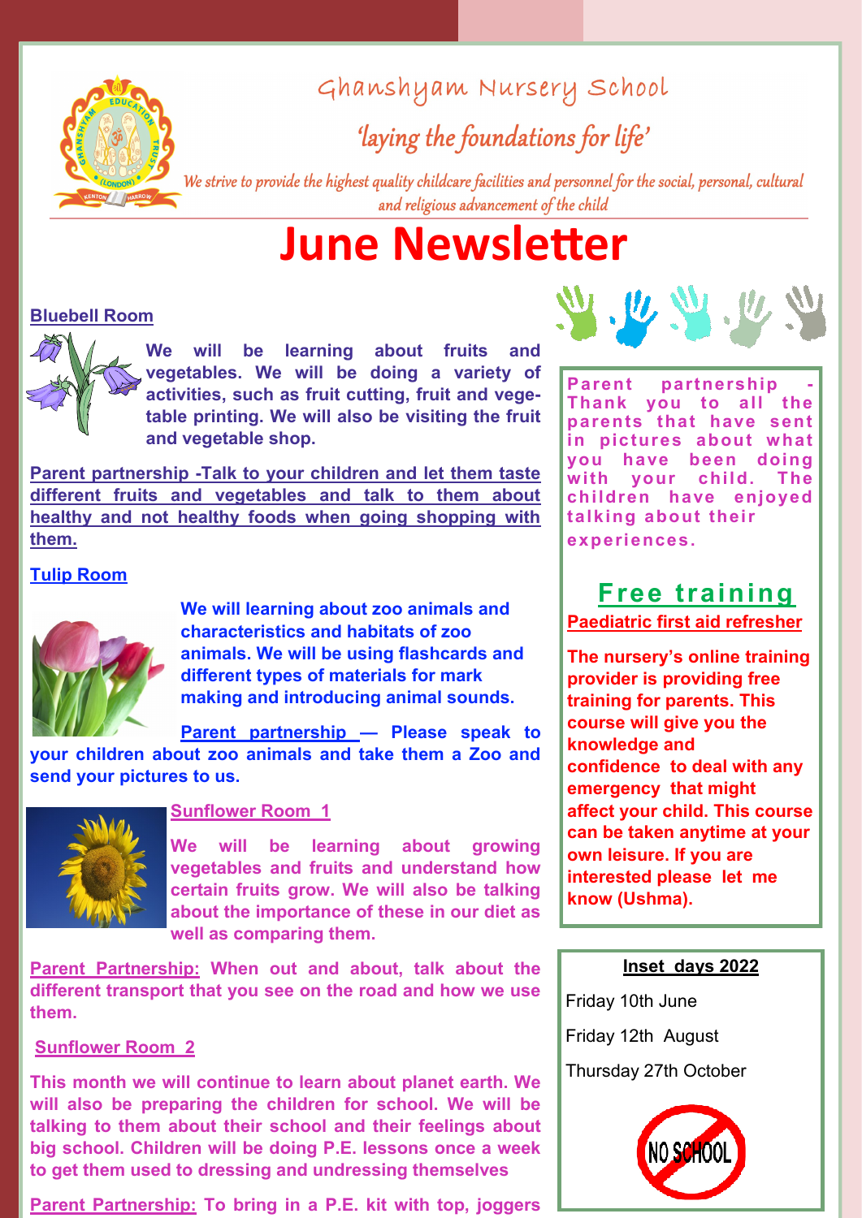# Ghanshyam Nursery School

*'laying the foundations for life'*

*We strive to provide the highest quality childcare facilities and personnel for the social, personal, cultural and religious advancement of the child*

# June Newsletter

## Bluebell Room

**We will be learning about fruits and vegetables. We will be doing a variety of activities, such as fruit cutting, fruit and vegetable printing. We will also be visiting the fruit and vegetable shop.**

**Parent partnership -Talk to your children and let them taste different fruits and vegetables and talk to them about healthy and not healthy foods when going shopping with them.**

## Tulip Room

**We will learning about zoo animals and characteristics and habitats of zoo animals. We will be using flashcards and different types of materials for mark making and introducing animal sounds.**

**Parent partnership — Please speak to your children about zoo animals and take them a Zoo and send your pictures to us.**

## Sunflower Room 1

**We will be learning about growing vegetables and fruits and understand how certain fruits grow. We will also be talking about the importance of these in our diet as well as comparing them.**

**Parent Partnership: When out and about, talk about the different transport that you see on the road and how we use them.**

## Sunflower Room 2

**This month we will continue to learn about planet earth. We will also be preparing the children for school. We will be talking to them about their school and their feelings about big school. Children will be doing P.E. lessons once a week to get them used to dressing and undressing themselves**

**Parent Partnership: To bring in a P.E. kit with top, joggers**

---

**Parent partnership - Thank you to all the parents that have sent in pictures about what you have been doing with your child. The children have enjoyed talking about their experiences.**

## Free training

**Paediatric first aid refresher**

**The nursery's online training provider is providing free training for parents. This course will give you the knowledge and confidence to deal with any emergency that might affect your child. This course can be taken anytime at your own leisure. If you are interested please let me know (Ushma).**

---

**Inset days 2022**

Friday 10th June

Friday 12th August

Thursday 27th October

NO SCHOOL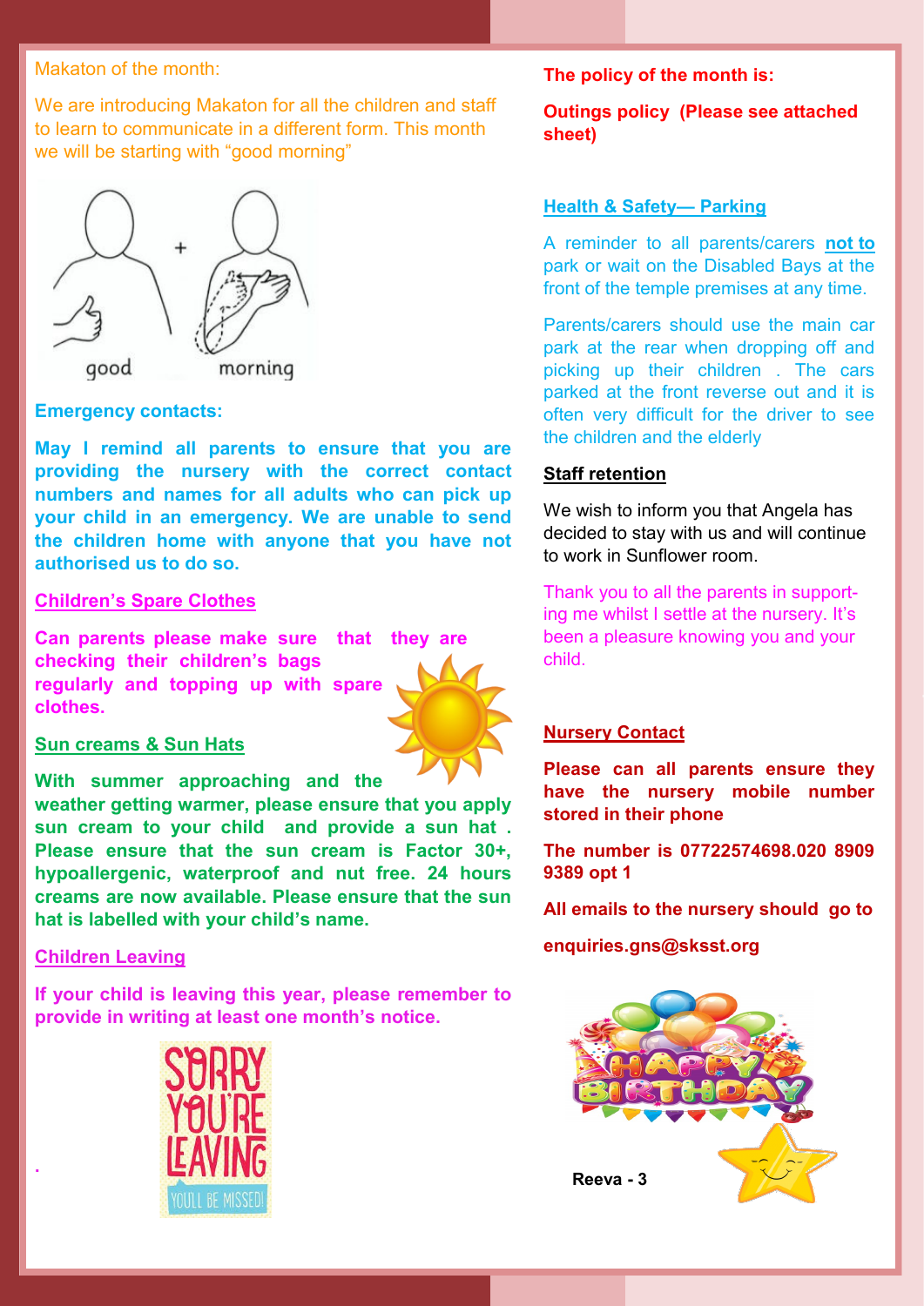Makaton of the month:

We are introducing Makaton for all the children and staff to learn to communicate in a different form. This month we will be starting with "good morning"

good + morning

**Emergency contacts:**

**May I remind all parents to ensure that you are providing the nursery with the correct contact numbers and names for all adults who can pick up your child in an emergency. We are unable to send the children home with anyone that you have not authorised us to do so.**

**Children's Spare Clothes**

**Can parents please make sure that they are checking their children's bags regularly and topping up with spare clothes.**

**Sun creams & Sun Hats**

**With summer approaching and the weather getting warmer, please ensure that you apply sun cream to your child and provide a sun hat . Please ensure that the sun cream is Factor 30+, hypoallergenic, waterproof and nut free. 24 hours creams are now available. Please ensure that the sun hat is labelled with your child's name.**

**Children Leaving**

**If your child is leaving this year, please remember to provide in writing at least one month's notice.**

SORRY YOU'RE LEAVING — YOU'LL BE MISSED!

**The policy of the month is:**

**Outings policy (Please see attached sheet)**

**Health & Safety— Parking**

A reminder to all parents/carers **not to** park or wait on the Disabled Bays at the front of the temple premises at any time.

Parents/carers should use the main car park at the rear when dropping off and picking up their children . The cars parked at the front reverse out and it is often very difficult for the driver to see the children and the elderly

**Staff retention**

We wish to inform you that Angela has decided to stay with us and will continue to work in Sunflower room.

Thank you to all the parents in supporting me whilst I settle at the nursery. It's been a pleasure knowing you and your child.

**Nursery Contact**

**Please can all parents ensure they have the nursery mobile number stored in their phone**

**The number is 07722574698.020 8909 9389 opt 1**

**All emails to the nursery should go to**

**enquiries.gns@sksst.org**

HAPPY BIRTHDAY

**Reeva - 3**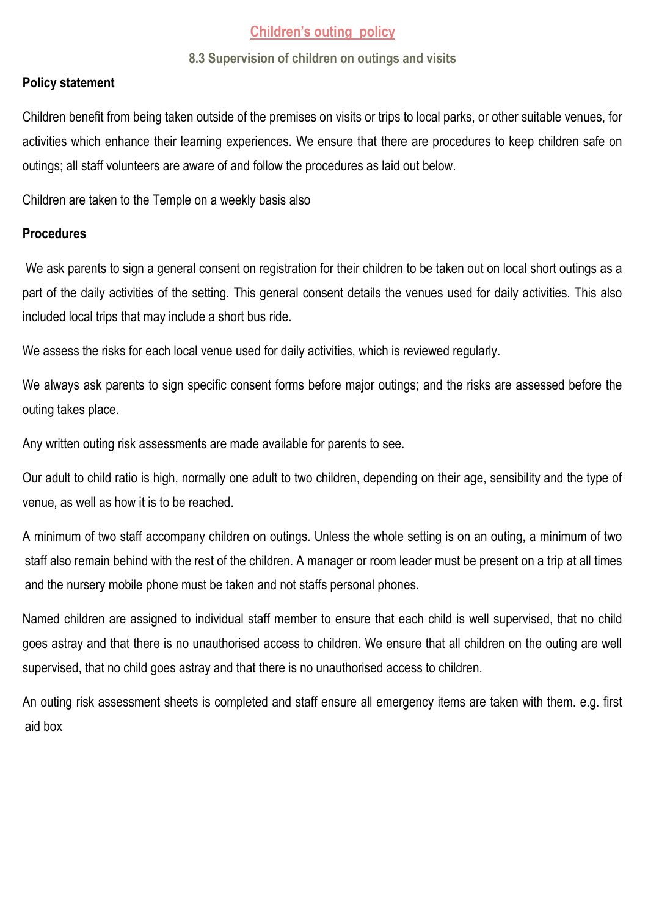# Children's outing  policy

## 8.3 Supervision of children on outings and visits

**Policy statement**

Children benefit from being taken outside of the premises on visits or trips to local parks, or other suitable venues, for activities which enhance their learning experiences. We ensure that there are procedures to keep children safe on outings; all staff volunteers are aware of and follow the procedures as laid out below.

Children are taken to the Temple on a weekly basis also

**Procedures**

We ask parents to sign a general consent on registration for their children to be taken out on local short outings as a part of the daily activities of the setting. This general consent details the venues used for daily activities. This also included local trips that may include a short bus ride.

We assess the risks for each local venue used for daily activities, which is reviewed regularly.

We always ask parents to sign specific consent forms before major outings; and the risks are assessed before the outing takes place.

Any written outing risk assessments are made available for parents to see.

Our adult to child ratio is high, normally one adult to two children, depending on their age, sensibility and the type of venue, as well as how it is to be reached.

A minimum of two staff accompany children on outings. Unless the whole setting is on an outing, a minimum of two staff also remain behind with the rest of the children. A manager or room leader must be present on a trip at all times and the nursery mobile phone must be taken and not staffs personal phones.

Named children are assigned to individual staff member to ensure that each child is well supervised, that no child goes astray and that there is no unauthorised access to children. We ensure that all children on the outing are well supervised, that no child goes astray and that there is no unauthorised access to children.

An outing risk assessment sheets is completed and staff ensure all emergency items are taken with them. e.g. first aid box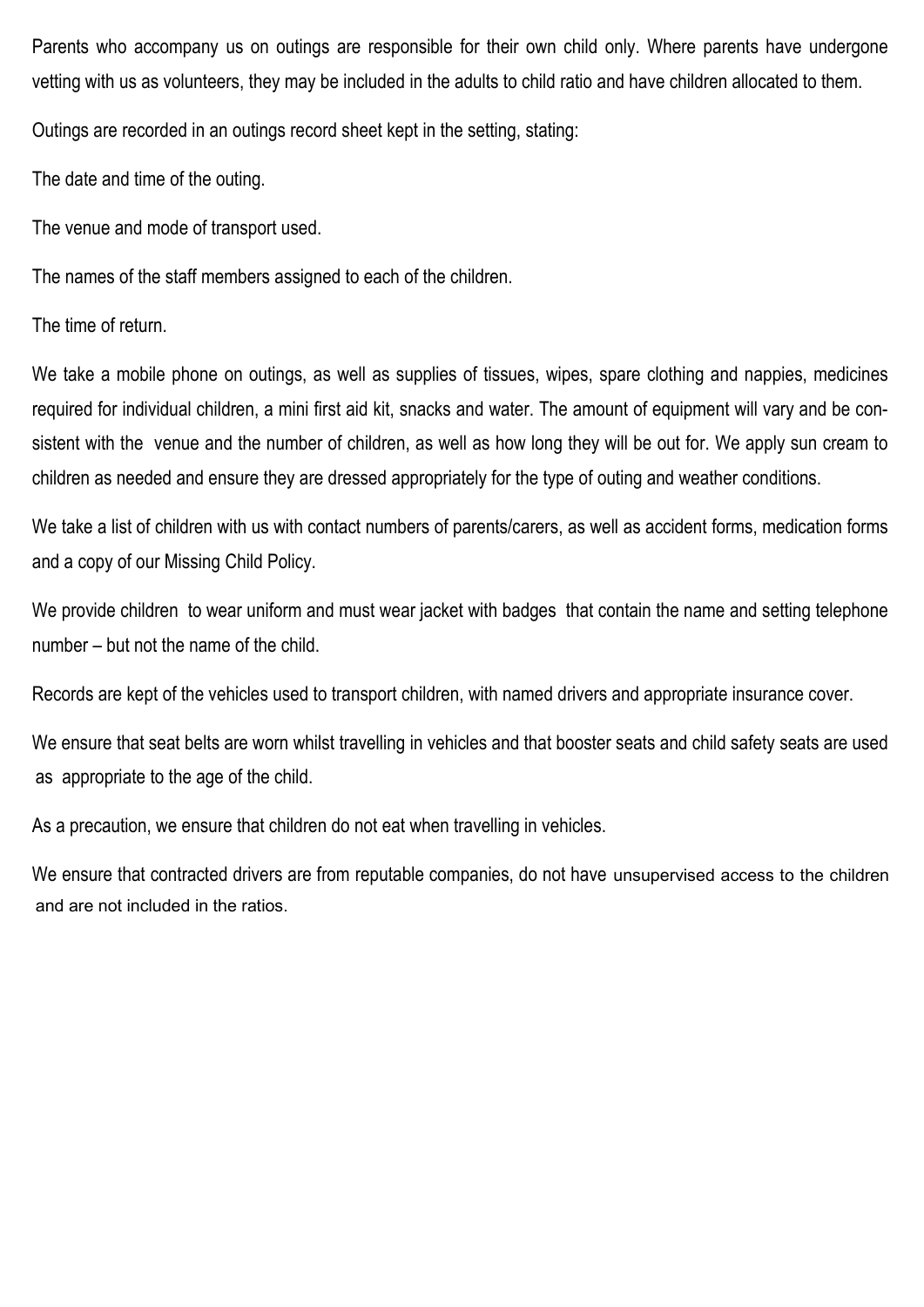Parents who accompany us on outings are responsible for their own child only. Where parents have undergone vetting with us as volunteers, they may be included in the adults to child ratio and have children allocated to them.

Outings are recorded in an outings record sheet kept in the setting, stating:

The date and time of the outing.

The venue and mode of transport used.

The names of the staff members assigned to each of the children.

The time of return.

We take a mobile phone on outings, as well as supplies of tissues, wipes, spare clothing and nappies, medicines required for individual children, a mini first aid kit, snacks and water. The amount of equipment will vary and be consistent with the venue and the number of children, as well as how long they will be out for. We apply sun cream to children as needed and ensure they are dressed appropriately for the type of outing and weather conditions.

We take a list of children with us with contact numbers of parents/carers, as well as accident forms, medication forms and a copy of our Missing Child Policy.

We provide children to wear uniform and must wear jacket with badges that contain the name and setting telephone number – but not the name of the child.

Records are kept of the vehicles used to transport children, with named drivers and appropriate insurance cover.

We ensure that seat belts are worn whilst travelling in vehicles and that booster seats and child safety seats are used as appropriate to the age of the child.

As a precaution, we ensure that children do not eat when travelling in vehicles.

We ensure that contracted drivers are from reputable companies, do not have unsupervised access to the children and are not included in the ratios.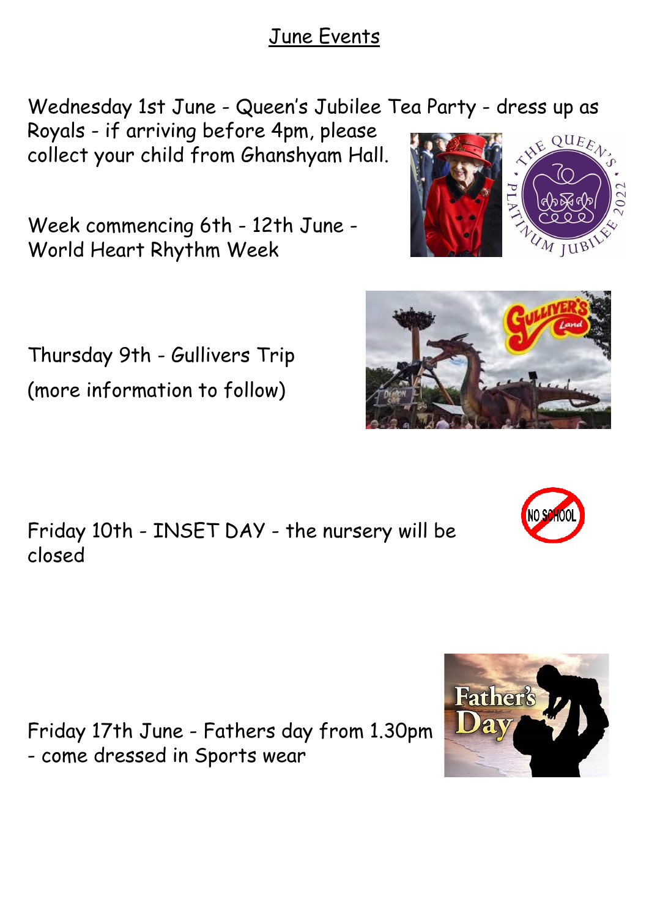# June Events

Wednesday 1st June - Queen's Jubilee Tea Party - dress up as Royals - if arriving before 4pm, please collect your child from Ghanshyam Hall.

Week commencing 6th - 12th June - World Heart Rhythm Week

Thursday 9th - Gullivers Trip
(more information to follow)

Friday 10th - INSET DAY - the nursery will be closed

Friday 17th June - Fathers day from 1.30pm - come dressed in Sports wear